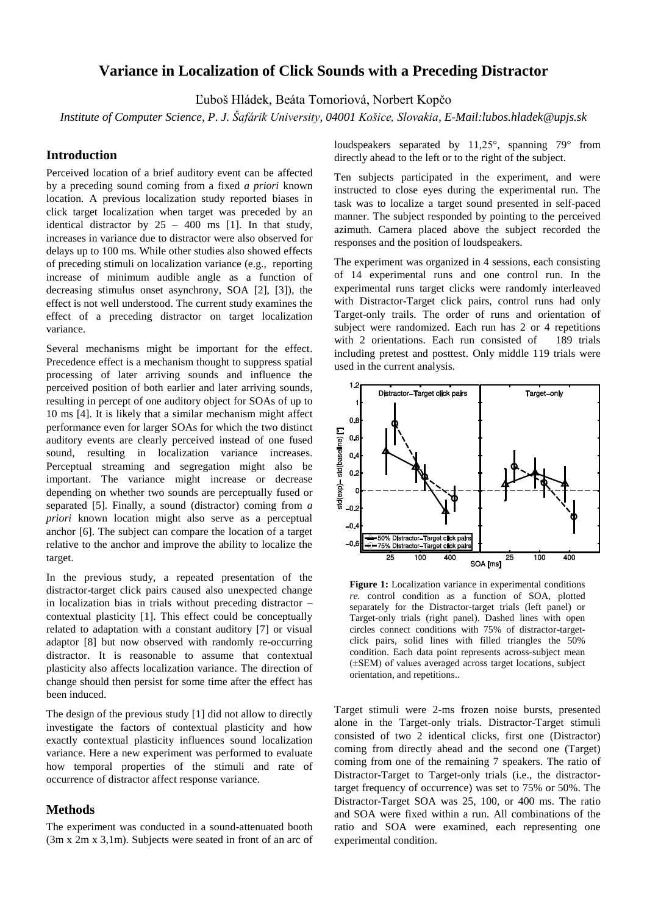# Variance in Localization of Click Sounds with a Preceding Distractor

Ľuboš Hládek, Beáta Tomoriová, Norbert Kopčo

*Institute of Computer Science, P. J. Šafárik University, 04001 Košice, Slovakia, E-Mail:lubos.hladek@upjs.sk*

## Introduction

Perceived location of a brief auditory event can be affected by a preceding sound coming from a fixed *a priori* known location. A previous localization study reported biases in click target localization when target was preceded by an identical distractor by 25 – 400 ms [1]. In that study, increases in variance due to distractor were also observed for delays up to 100 ms. While other studies also showed effects of preceding stimuli on localization variance (e.g., reporting increase of minimum audible angle as a function of decreasing stimulus onset asynchrony, SOA [2], [3]), the effect is not well understood. The current study examines the effect of a preceding distractor on target localization variance.

Several mechanisms might be important for the effect. Precedence effect is a mechanism thought to suppress spatial processing of later arriving sounds and influence the perceived position of both earlier and later arriving sounds, resulting in percept of one auditory object for SOAs of up to 10 ms [4]. It is likely that a similar mechanism might affect performance even for larger SOAs for which the two distinct auditory events are clearly perceived instead of one fused sound, resulting in localization variance increases. Perceptual streaming and segregation might also be important. The variance might increase or decrease depending on whether two sounds are perceptually fused or separated [5]. Finally, a sound (distractor) coming from *a priori* known location might also serve as a perceptual anchor [6]. The subject can compare the location of a target relative to the anchor and improve the ability to localize the target.

In the previous study, a repeated presentation of the distractor-target click pairs caused also unexpected change in localization bias in trials without preceding distractor – contextual plasticity [1]. This effect could be conceptually related to adaptation with a constant auditory [7] or visual adaptor [8] but now observed with randomly re-occurring distractor. It is reasonable to assume that contextual plasticity also affects localization variance. The direction of change should then persist for some time after the effect has been induced.

The design of the previous study [1] did not allow to directly investigate the factors of contextual plasticity and how exactly contextual plasticity influences sound localization variance. Here a new experiment was performed to evaluate how temporal properties of the stimuli and rate of occurrence of distractor affect response variance.

## Methods

The experiment was conducted in a sound-attenuated booth (3m x 2m x 3,1m). Subjects were seated in front of an arc of loudspeakers separated by 11,25°, spanning 79° from directly ahead to the left or to the right of the subject.

Ten subjects participated in the experiment, and were instructed to close eyes during the experimental run. The task was to localize a target sound presented in self-paced manner. The subject responded by pointing to the perceived azimuth. Camera placed above the subject recorded the responses and the position of loudspeakers.

The experiment was organized in 4 sessions, each consisting of 14 experimental runs and one control run. In the experimental runs target clicks were randomly interleaved with Distractor-Target click pairs, control runs had only Target-only trails. The order of runs and orientation of subject were randomized. Each run has 2 or 4 repetitions with 2 orientations. Each run consisted of 189 trials including pretest and posttest. Only middle 119 trials were used in the current analysis.

**Figure 1:** Localization variance in experimental conditions *re.* control condition as a function of SOA, plotted separately for the Distractor-target trials (left panel) or Target-only trials (right panel). Dashed lines with open circles connect conditions with 75% of distractor-target-click pairs, solid lines with filled triangles the 50% condition. Each data point represents across-subject mean (±SEM) of values averaged across target locations, subject orientation, and repetitions..

Target stimuli were 2-ms frozen noise bursts, presented alone in the Target-only trials. Distractor-Target stimuli consisted of two 2 identical clicks, first one (Distractor) coming from directly ahead and the second one (Target) coming from one of the remaining 7 speakers. The ratio of Distractor-Target to Target-only trials (i.e., the distractor-target frequency of occurrence) was set to 75% or 50%. The Distractor-Target SOA was 25, 100, or 400 ms. The ratio and SOA were fixed within a run. All combinations of the ratio and SOA were examined, each representing one experimental condition.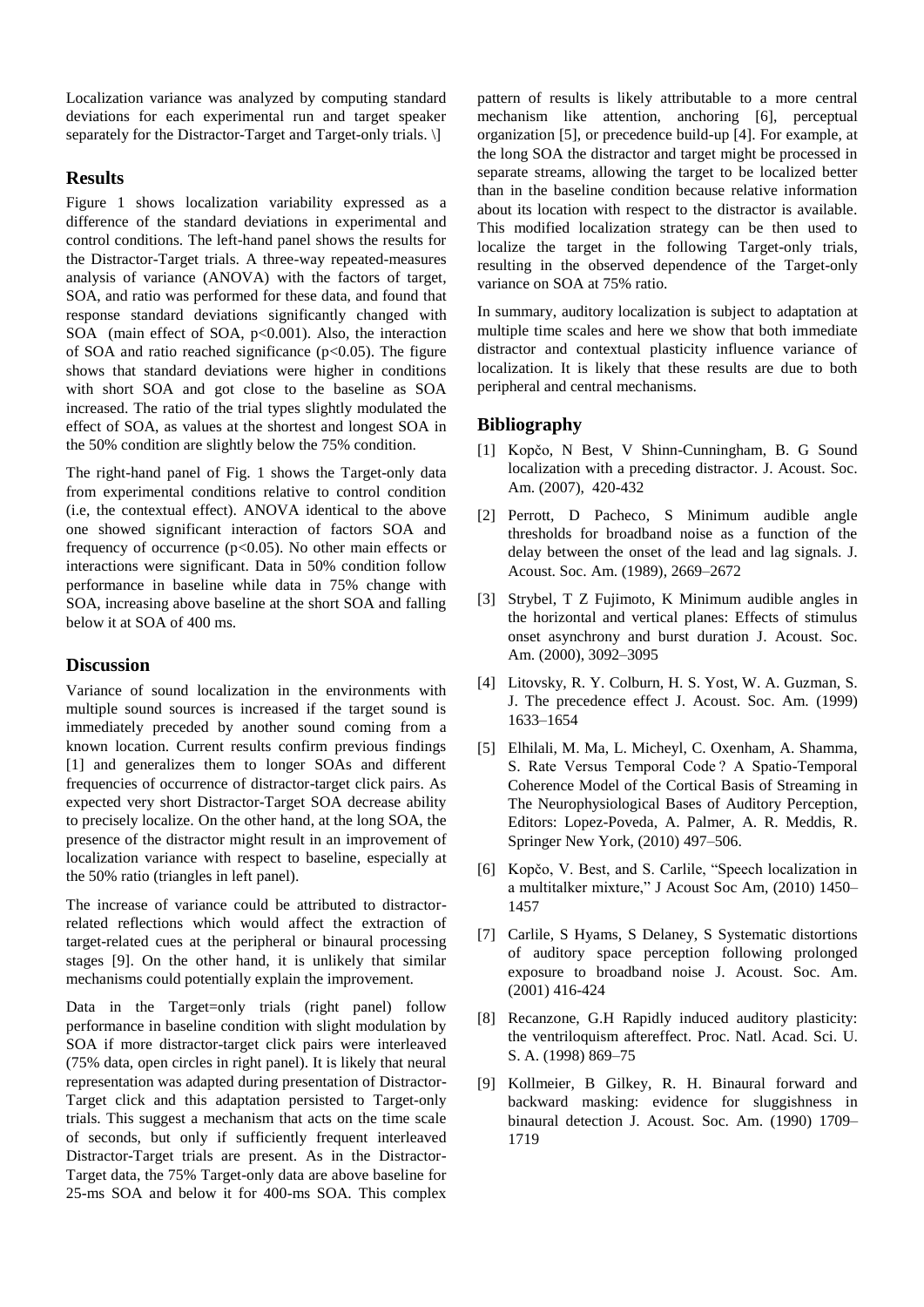Localization variance was analyzed by computing standard deviations for each experimental run and target speaker separately for the Distractor-Target and Target-only trials. \]

## Results

Figure 1 shows localization variability expressed as a difference of the standard deviations in experimental and control conditions. The left-hand panel shows the results for the Distractor-Target trials. A three-way repeated-measures analysis of variance (ANOVA) with the factors of target, SOA, and ratio was performed for these data, and found that response standard deviations significantly changed with SOA (main effect of SOA, $p<0.001$). Also, the interaction of SOA and ratio reached significance ($p<0.05$). The figure shows that standard deviations were higher in conditions with short SOA and got close to the baseline as SOA increased. The ratio of the trial types slightly modulated the effect of SOA, as values at the shortest and longest SOA in the 50% condition are slightly below the 75% condition.

The right-hand panel of Fig. 1 shows the Target-only data from experimental conditions relative to control condition (i.e, the contextual effect). ANOVA identical to the above one showed significant interaction of factors SOA and frequency of occurrence ($p<0.05$). No other main effects or interactions were significant. Data in 50% condition follow performance in baseline while data in 75% change with SOA, increasing above baseline at the short SOA and falling below it at SOA of 400 ms.

## Discussion

Variance of sound localization in the environments with multiple sound sources is increased if the target sound is immediately preceded by another sound coming from a known location. Current results confirm previous findings [1] and generalizes them to longer SOAs and different frequencies of occurrence of distractor-target click pairs. As expected very short Distractor-Target SOA decrease ability to precisely localize. On the other hand, at the long SOA, the presence of the distractor might result in an improvement of localization variance with respect to baseline, especially at the 50% ratio (triangles in left panel).

The increase of variance could be attributed to distractor-related reflections which would affect the extraction of target-related cues at the peripheral or binaural processing stages [9]. On the other hand, it is unlikely that similar mechanisms could potentially explain the improvement.

Data in the Target=only trials (right panel) follow performance in baseline condition with slight modulation by SOA if more distractor-target click pairs were interleaved (75% data, open circles in right panel). It is likely that neural representation was adapted during presentation of Distractor-Target click and this adaptation persisted to Target-only trials. This suggest a mechanism that acts on the time scale of seconds, but only if sufficiently frequent interleaved Distractor-Target trials are present. As in the Distractor-Target data, the 75% Target-only data are above baseline for 25-ms SOA and below it for 400-ms SOA. This complex pattern of results is likely attributable to a more central mechanism like attention, anchoring [6], perceptual organization [5], or precedence build-up [4]. For example, at the long SOA the distractor and target might be processed in separate streams, allowing the target to be localized better than in the baseline condition because relative information about its location with respect to the distractor is available. This modified localization strategy can be then used to localize the target in the following Target-only trials, resulting in the observed dependence of the Target-only variance on SOA at 75% ratio.

In summary, auditory localization is subject to adaptation at multiple time scales and here we show that both immediate distractor and contextual plasticity influence variance of localization. It is likely that these results are due to both peripheral and central mechanisms.

## Bibliography

[1] Kopčo, N Best, V Shinn-Cunningham, B. G Sound localization with a preceding distractor. J. Acoust. Soc. Am. (2007), 420-432

[2] Perrott, D Pacheco, S Minimum audible angle thresholds for broadband noise as a function of the delay between the onset of the lead and lag signals. J. Acoust. Soc. Am. (1989), 2669–2672

[3] Strybel, T Z Fujimoto, K Minimum audible angles in the horizontal and vertical planes: Effects of stimulus onset asynchrony and burst duration J. Acoust. Soc. Am. (2000), 3092–3095

[4] Litovsky, R. Y. Colburn, H. S. Yost, W. A. Guzman, S. J. The precedence effect J. Acoust. Soc. Am. (1999) 1633–1654

[5] Elhilali, M. Ma, L. Micheyl, C. Oxenham, A. Shamma, S. Rate Versus Temporal Code ? A Spatio-Temporal Coherence Model of the Cortical Basis of Streaming in The Neurophysiological Bases of Auditory Perception, Editors: Lopez-Poveda, A. Palmer, A. R. Meddis, R. Springer New York, (2010) 497–506.

[6] Kopčo, V. Best, and S. Carlile, "Speech localization in a multitalker mixture," J Acoust Soc Am, (2010) 1450–1457

[7] Carlile, S Hyams, S Delaney, S Systematic distortions of auditory space perception following prolonged exposure to broadband noise J. Acoust. Soc. Am. (2001) 416-424

[8] Recanzone, G.H Rapidly induced auditory plasticity: the ventriloquism aftereffect. Proc. Natl. Acad. Sci. U. S. A. (1998) 869–75

[9] Kollmeier, B Gilkey, R. H. Binaural forward and backward masking: evidence for sluggishness in binaural detection J. Acoust. Soc. Am. (1990) 1709–1719